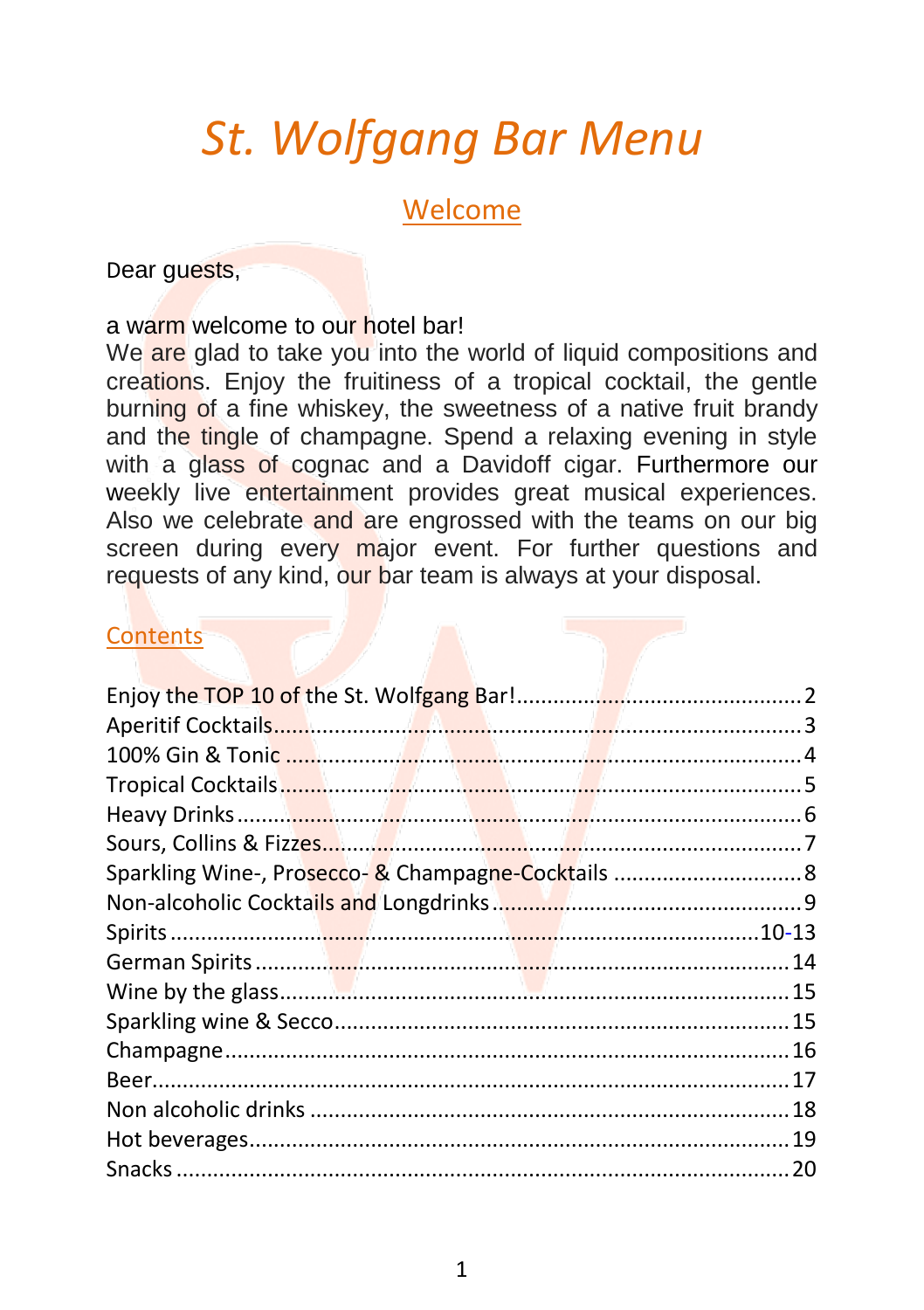# *St. Wolfgang Bar Menu*

## Welcome

Dear guests,

a warm welcome to our hotel bar!
We are glad to take you into the world of liquid compositions and creations. Enjoy the fruitiness of a tropical cocktail, the gentle burning of a fine whiskey, the sweetness of a native fruit brandy and the tingle of champagne. Spend a relaxing evening in style with a glass of cognac and a Davidoff cigar. Furthermore our weekly live entertainment provides great musical experiences. Also we celebrate and are engrossed with the teams on our big screen during every major event. For further questions and requests of any kind, our bar team is always at your disposal.

### Contents

| | |
|---|---|
| Enjoy the TOP 10 of the St. Wolfgang Bar! | 2 |
| Aperitif Cocktails | 3 |
| 100% Gin & Tonic | 4 |
| Tropical Cocktails | 5 |
| Heavy Drinks | 6 |
| Sours, Collins & Fizzes | 7 |
| Sparkling Wine-, Prosecco- & Champagne-Cocktails | 8 |
| Non-alcoholic Cocktails and Longdrinks | 9 |
| Spirits | 10-13 |
| German Spirits | 14 |
| Wine by the glass | 15 |
| Sparkling wine & Secco | 15 |
| Champagne | 16 |
| Beer | 17 |
| Non alcoholic drinks | 18 |
| Hot beverages | 19 |
| Snacks | 20 |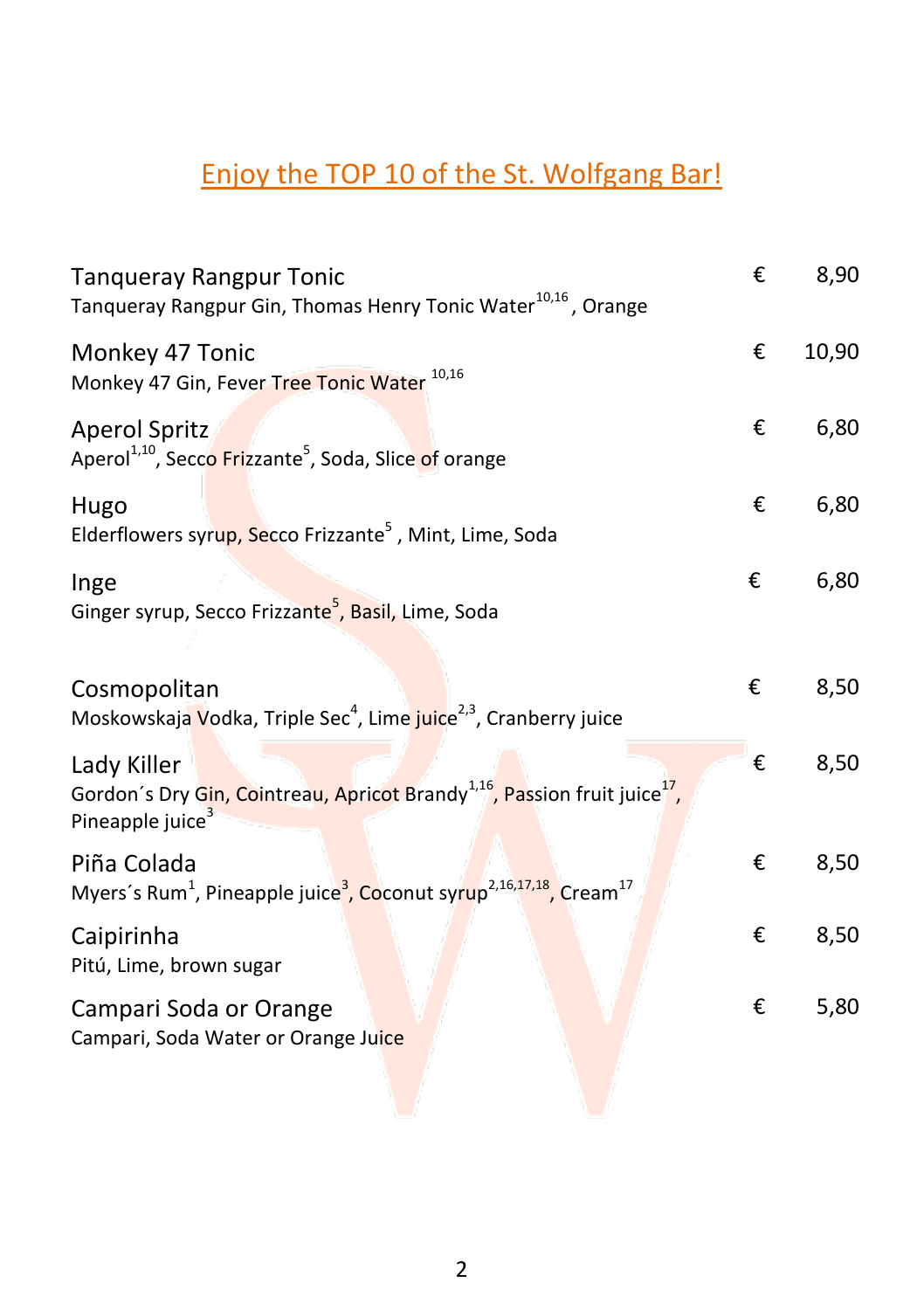## Enjoy the TOP 10 of the St. Wolfgang Bar!

**Tanqueray Rangpur Tonic** — € 8,90
Tanqueray Rangpur Gin, Thomas Henry Tonic Water[10,16], Orange

**Monkey 47 Tonic** — € 10,90
Monkey 47 Gin, Fever Tree Tonic Water[10,16]

**Aperol Spritz** — € 6,80
Aperol[1,10], Secco Frizzante[5], Soda, Slice of orange

**Hugo** — € 6,80
Elderflowers syrup, Secco Frizzante[5], Mint, Lime, Soda

**Inge** — € 6,80
Ginger syrup, Secco Frizzante[5], Basil, Lime, Soda

**Cosmopolitan** — € 8,50
Moskowskaja Vodka, Triple Sec[4], Lime juice[2,3], Cranberry juice

**Lady Killer** — € 8,50
Gordon´s Dry Gin, Cointreau, Apricot Brandy[1,16], Passion fruit juice[17], Pineapple juice[3]

**Piña Colada** — € 8,50
Myers´s Rum[1], Pineapple juice[3], Coconut syrup[2,16,17,18], Cream[17]

**Caipirinha** — € 8,50
Pitú, Lime, brown sugar

**Campari Soda or Orange** — € 5,80
Campari, Soda Water or Orange Juice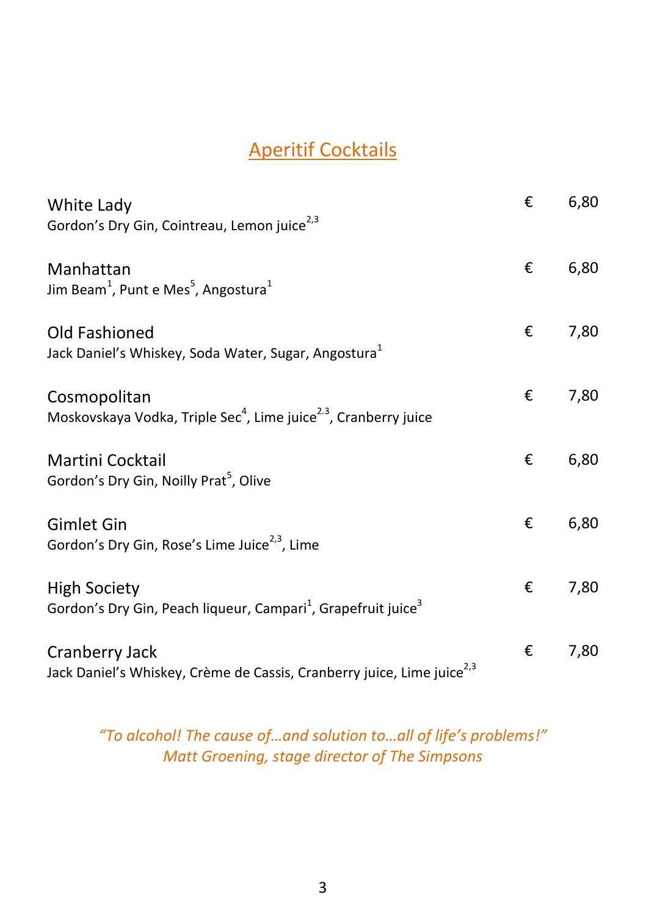## Aperitif Cocktails

| | | |
|---|---|---|
| White Lady<br>Gordon's Dry Gin, Cointreau, Lemon juice[2,3] | € | 6,80 |
| Manhattan<br>Jim Beam[1], Punt e Mes[5], Angostura[1] | € | 6,80 |
| Old Fashioned<br>Jack Daniel's Whiskey, Soda Water, Sugar, Angostura[1] | € | 7,80 |
| Cosmopolitan<br>Moskovskaya Vodka, Triple Sec[4], Lime juice[2.3], Cranberry juice | € | 7,80 |
| Martini Cocktail<br>Gordon's Dry Gin, Noilly Prat[5], Olive | € | 6,80 |
| Gimlet Gin<br>Gordon's Dry Gin, Rose's Lime Juice[2,3], Lime | € | 6,80 |
| High Society<br>Gordon's Dry Gin, Peach liqueur, Campari[1], Grapefruit juice[3] | € | 7,80 |
| Cranberry Jack<br>Jack Daniel's Whiskey, Crème de Cassis, Cranberry juice, Lime juice[2,3] | € | 7,80 |

*"To alcohol! The cause of…and solution to…all of life's problems!"*
*Matt Groening, stage director of The Simpsons*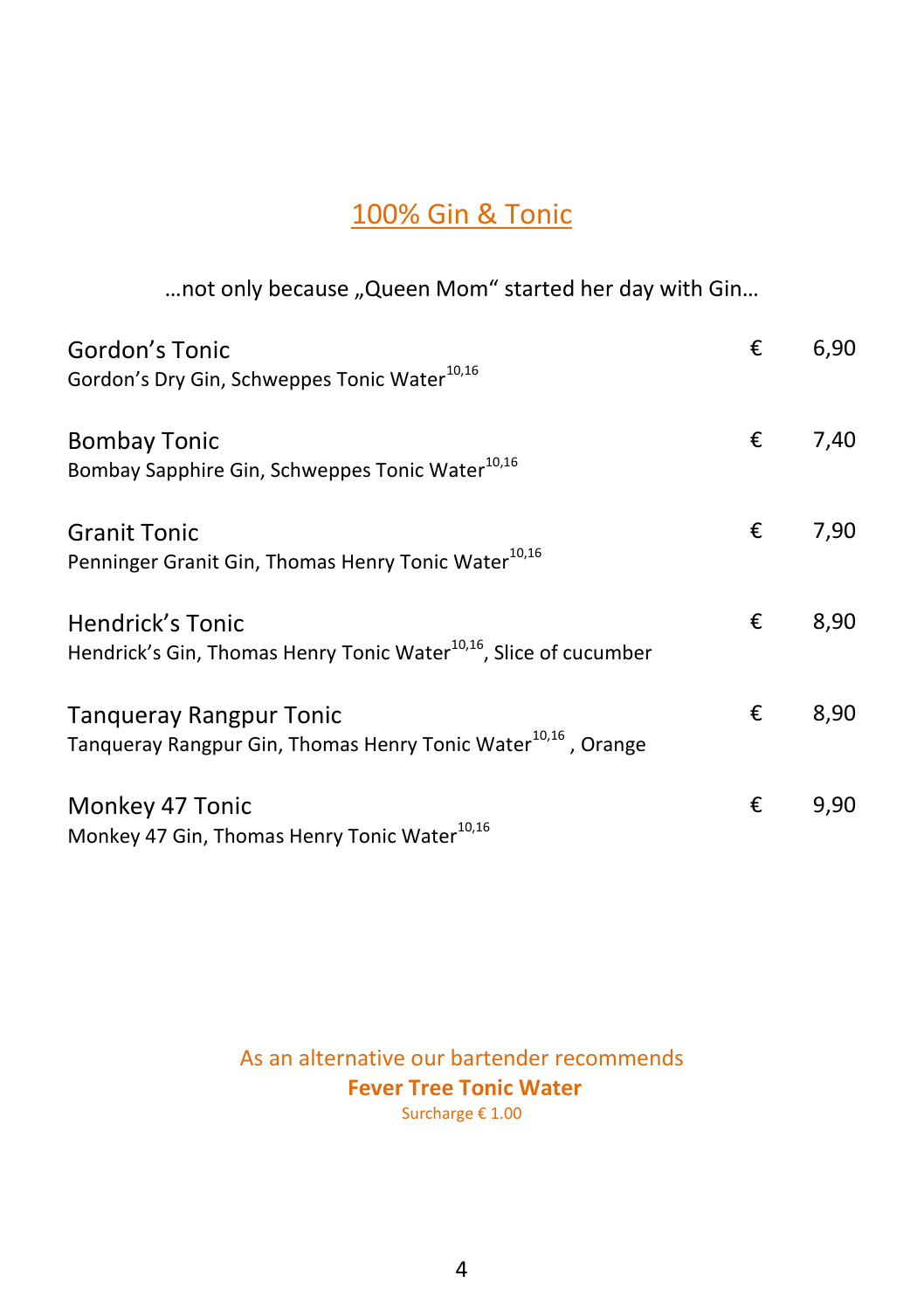## 100% Gin & Tonic

…not only because „Queen Mom“ started her day with Gin…

| | | |
|---|---|---|
| Gordon’s Tonic<br>Gordon’s Dry Gin, Schweppes Tonic Water[10,16] | € | 6,90 |
| Bombay Tonic<br>Bombay Sapphire Gin, Schweppes Tonic Water[10,16] | € | 7,40 |
| Granit Tonic<br>Penninger Granit Gin, Thomas Henry Tonic Water[10,16] | € | 7,90 |
| Hendrick’s Tonic<br>Hendrick’s Gin, Thomas Henry Tonic Water[10,16], Slice of cucumber | € | 8,90 |
| Tanqueray Rangpur Tonic<br>Tanqueray Rangpur Gin, Thomas Henry Tonic Water[10,16] , Orange | € | 8,90 |
| Monkey 47 Tonic<br>Monkey 47 Gin, Thomas Henry Tonic Water[10,16] | € | 9,90 |

As an alternative our bartender recommends

**Fever Tree Tonic Water**

Surcharge € 1.00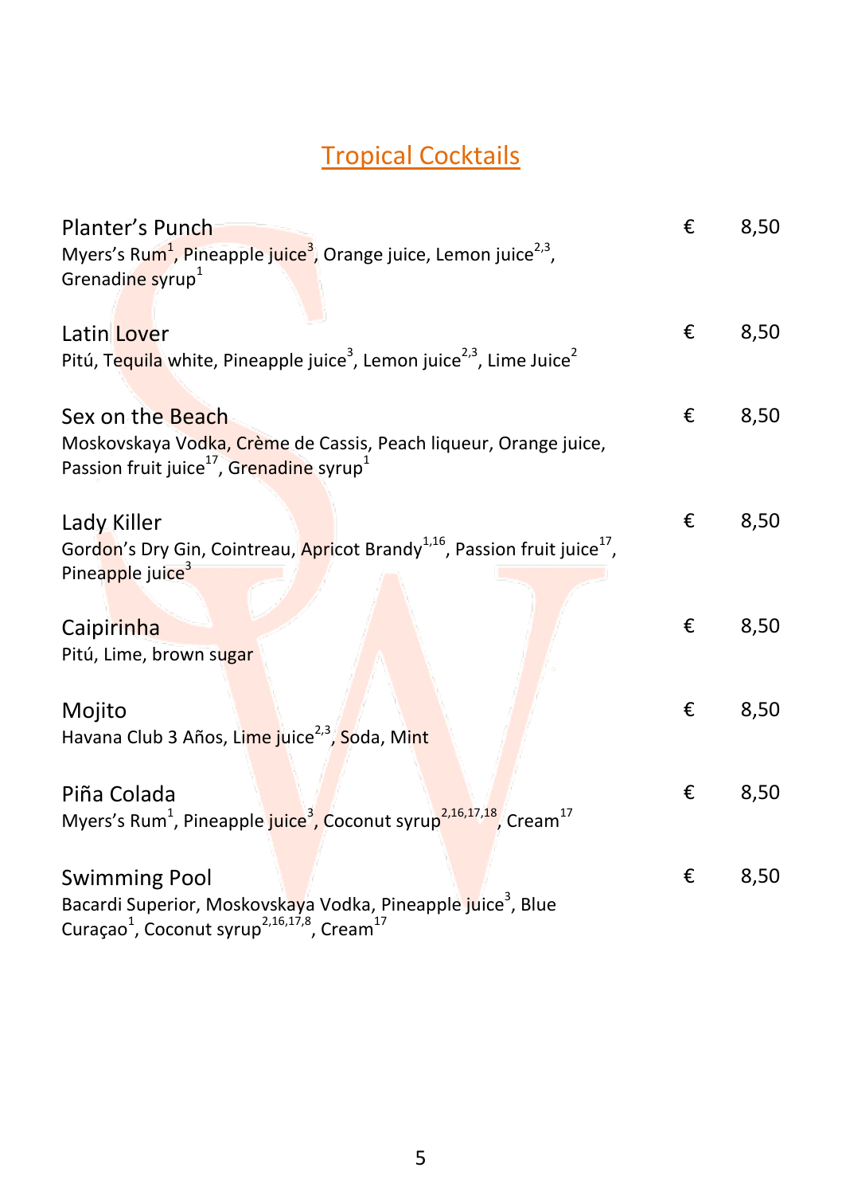## Tropical Cocktails

**Planter's Punch** € 8,50
Myers's Rum[1], Pineapple juice[3], Orange juice, Lemon juice[2,3], Grenadine syrup[1]

**Latin Lover** € 8,50
Pitú, Tequila white, Pineapple juice[3], Lemon juice[2,3], Lime Juice[2]

**Sex on the Beach** € 8,50
Moskovskaya Vodka, Crème de Cassis, Peach liqueur, Orange juice, Passion fruit juice[17], Grenadine syrup[1]

**Lady Killer** € 8,50
Gordon's Dry Gin, Cointreau, Apricot Brandy[1,16], Passion fruit juice[17], Pineapple juice[3]

**Caipirinha** € 8,50
Pitú, Lime, brown sugar

**Mojito** € 8,50
Havana Club 3 Años, Lime juice[2,3], Soda, Mint

**Piña Colada** € 8,50
Myers's Rum[1], Pineapple juice[3], Coconut syrup[2,16,17,18], Cream[17]

**Swimming Pool** € 8,50
Bacardi Superior, Moskovskaya Vodka, Pineapple juice[3], Blue Curaçao[1], Coconut syrup[2,16,17,8], Cream[17]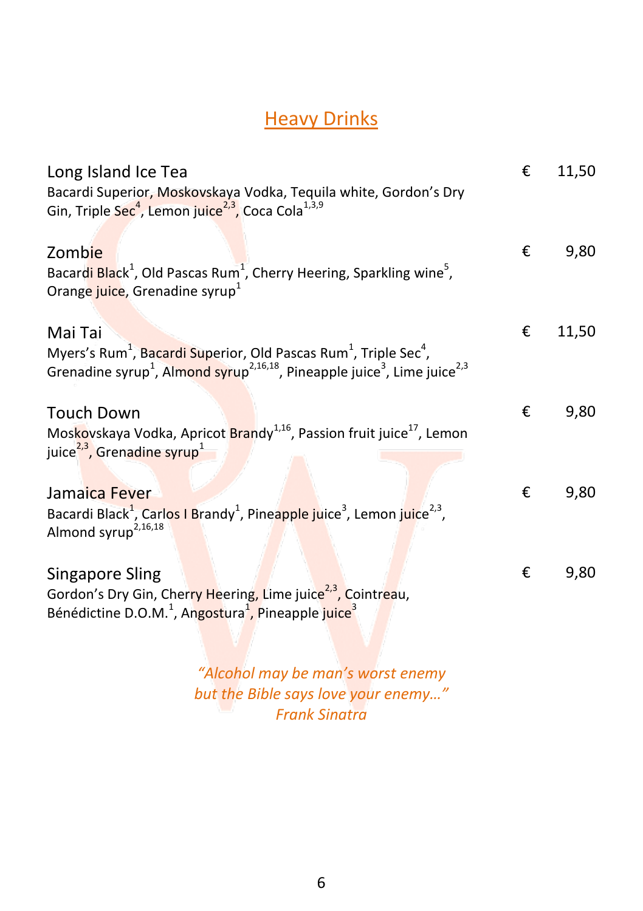## Heavy Drinks

**Long Island Ice Tea** — € 11,50
Bacardi Superior, Moskovskaya Vodka, Tequila white, Gordon's Dry Gin, Triple Sec[4], Lemon juice[2,3], Coca Cola[1,3,9]

**Zombie** — € 9,80
Bacardi Black[1], Old Pascas Rum[1], Cherry Heering, Sparkling wine[5], Orange juice, Grenadine syrup[1]

**Mai Tai** — € 11,50
Myers's Rum[1], Bacardi Superior, Old Pascas Rum[1], Triple Sec[4], Grenadine syrup[1], Almond syrup[2,16,18], Pineapple juice[3], Lime juice[2,3]

**Touch Down** — € 9,80
Moskovskaya Vodka, Apricot Brandy[1,16], Passion fruit juice[17], Lemon juice[2,3], Grenadine syrup[1]

**Jamaica Fever** — € 9,80
Bacardi Black[1], Carlos I Brandy[1], Pineapple juice[3], Lemon juice[2,3], Almond syrup[2,16,18]

**Singapore Sling** — € 9,80
Gordon's Dry Gin, Cherry Heering, Lime juice[2,3], Cointreau, Bénédictine D.O.M.[1], Angostura[1], Pineapple juice[3]

*"Alcohol may be man's worst enemy*
*but the Bible says love your enemy…"*
*Frank Sinatra*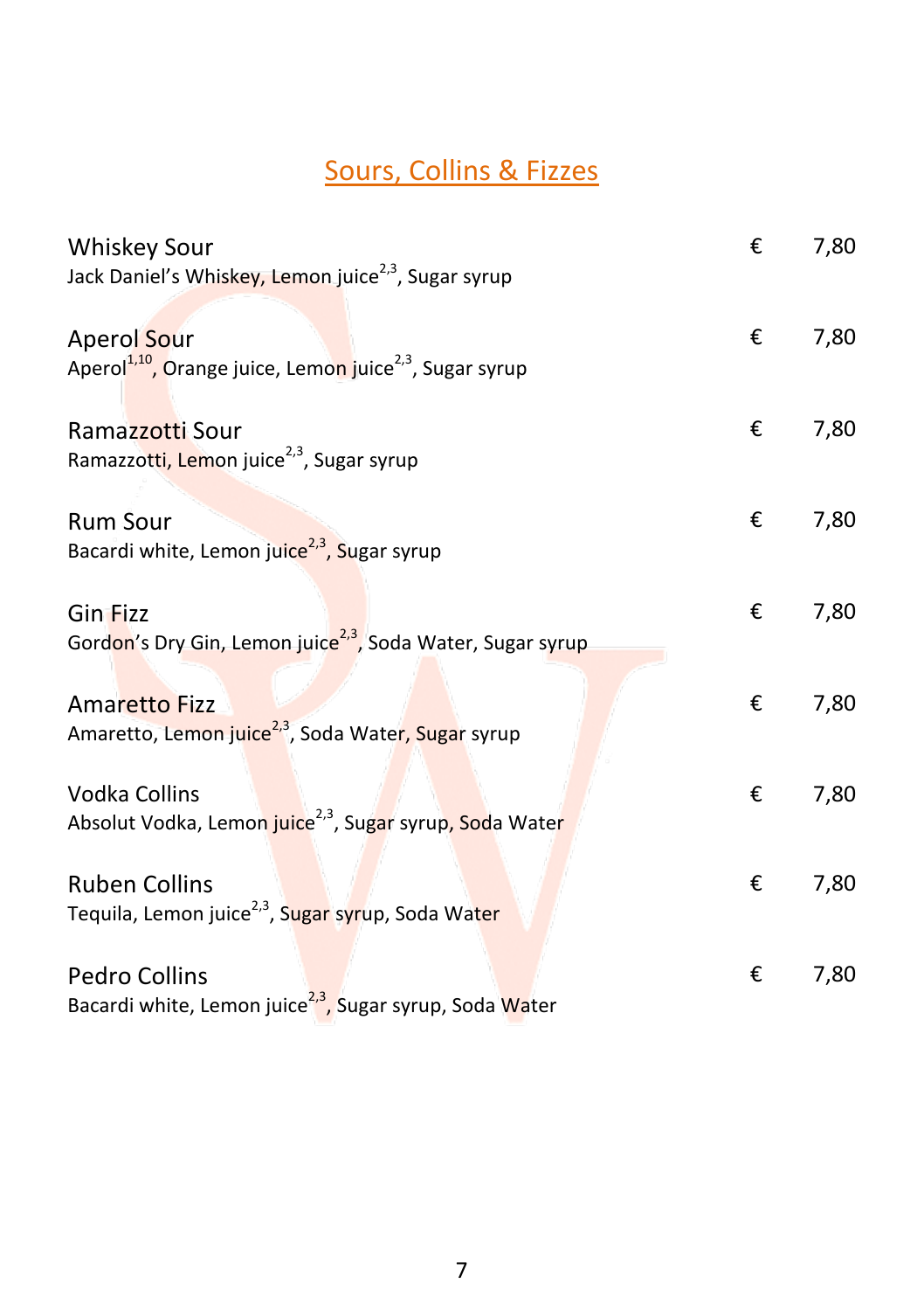## Sours, Collins & Fizzes

**Whiskey Sour** — € 7,80
Jack Daniel's Whiskey, Lemon juice[2,3], Sugar syrup

**Aperol Sour** — € 7,80
Aperol[1,10], Orange juice, Lemon juice[2,3], Sugar syrup

**Ramazzotti Sour** — € 7,80
Ramazzotti, Lemon juice[2,3], Sugar syrup

**Rum Sour** — € 7,80
Bacardi white, Lemon juice[2,3], Sugar syrup

**Gin Fizz** — € 7,80
Gordon's Dry Gin, Lemon juice[2,3], Soda Water, Sugar syrup

**Amaretto Fizz** — € 7,80
Amaretto, Lemon juice[2,3], Soda Water, Sugar syrup

**Vodka Collins** — € 7,80
Absolut Vodka, Lemon juice[2,3], Sugar syrup, Soda Water

**Ruben Collins** — € 7,80
Tequila, Lemon juice[2,3], Sugar syrup, Soda Water

**Pedro Collins** — € 7,80
Bacardi white, Lemon juice[2,3], Sugar syrup, Soda Water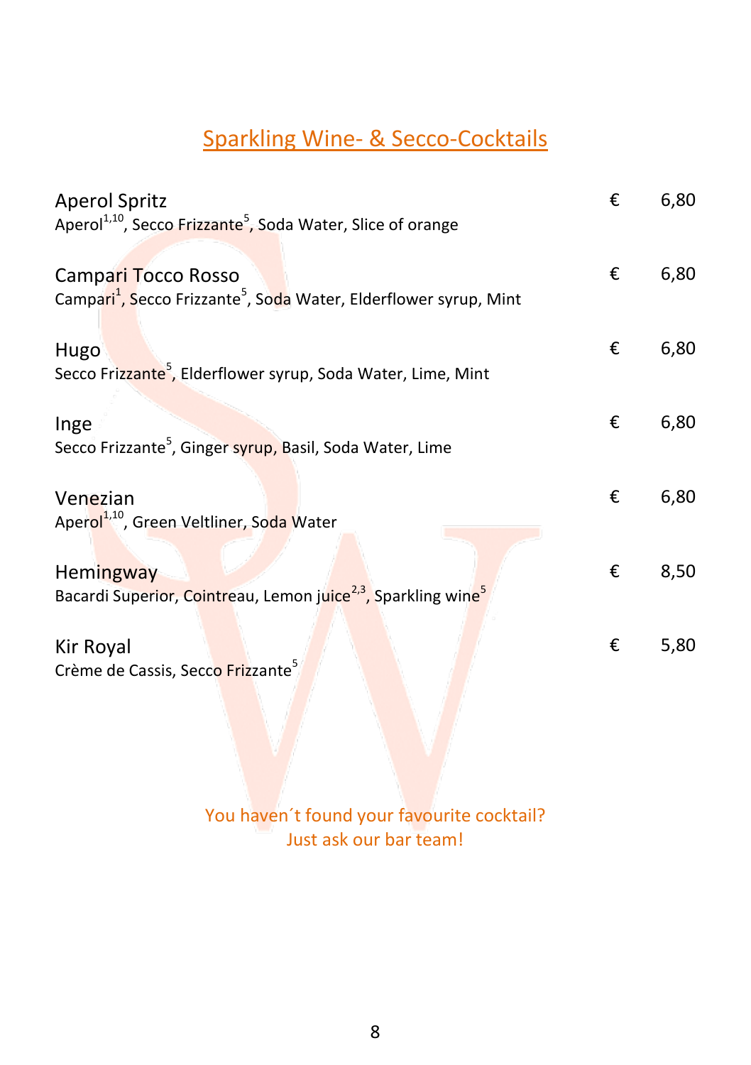## Sparkling Wine- & Secco-Cocktails

| | | |
|---|---|---|
| Aperol Spritz<br>Aperol[1,10], Secco Frizzante[5], Soda Water, Slice of orange | € | 6,80 |
| Campari Tocco Rosso<br>Campari[1], Secco Frizzante[5], Soda Water, Elderflower syrup, Mint | € | 6,80 |
| Hugo<br>Secco Frizzante[5], Elderflower syrup, Soda Water, Lime, Mint | € | 6,80 |
| Inge<br>Secco Frizzante[5], Ginger syrup, Basil, Soda Water, Lime | € | 6,80 |
| Venezian<br>Aperol[1,10], Green Veltliner, Soda Water | € | 6,80 |
| Hemingway<br>Bacardi Superior, Cointreau, Lemon juice[2,3], Sparkling wine[5] | € | 8,50 |
| Kir Royal<br>Crème de Cassis, Secco Frizzante[5] | € | 5,80 |

You haven´t found your favourite cocktail?
Just ask our bar team!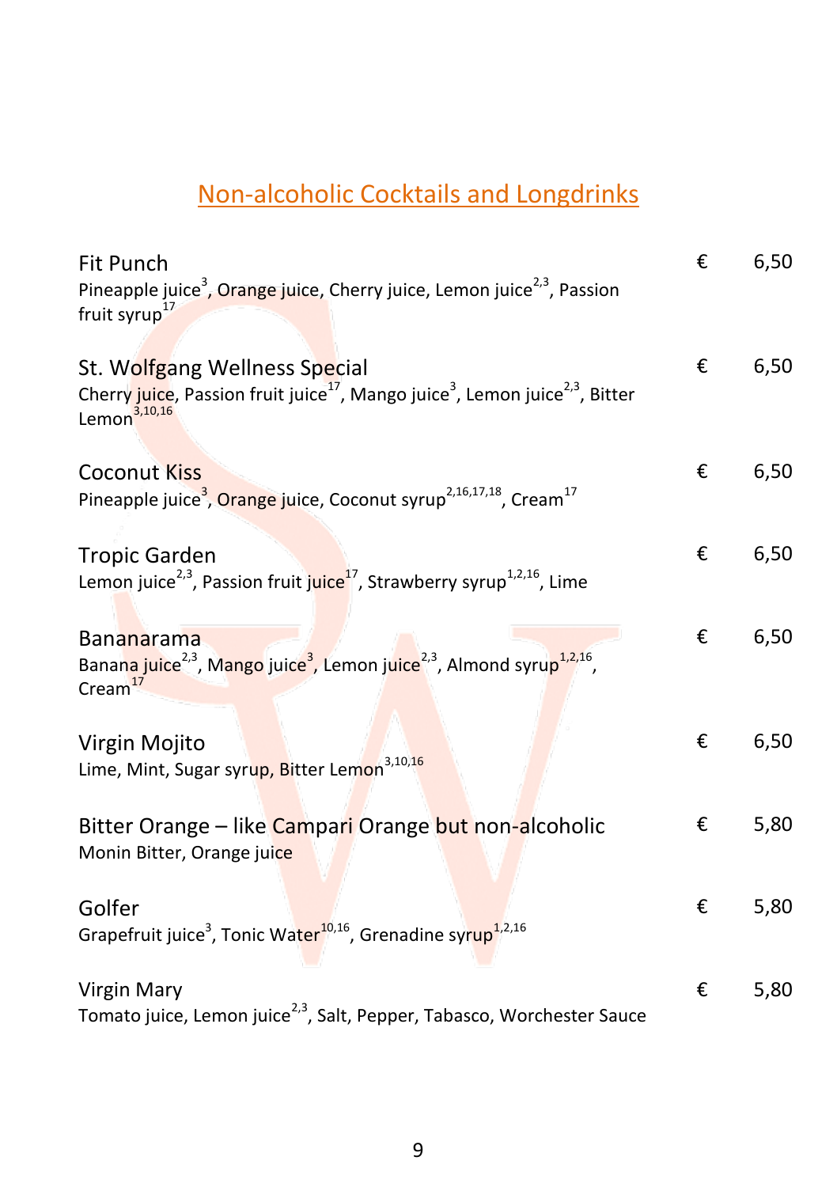## Non-alcoholic Cocktails and Longdrinks

**Fit Punch** € 6,50
Pineapple juice[3], Orange juice, Cherry juice, Lemon juice[2,3], Passion fruit syrup[17]

**St. Wolfgang Wellness Special** € 6,50
Cherry juice, Passion fruit juice[17], Mango juice[3], Lemon juice[2,3], Bitter Lemon[3,10,16]

**Coconut Kiss** € 6,50
Pineapple juice[3], Orange juice, Coconut syrup[2,16,17,18], Cream[17]

**Tropic Garden** € 6,50
Lemon juice[2,3], Passion fruit juice[17], Strawberry syrup[1,2,16], Lime

**Bananarama** € 6,50
Banana juice[2,3], Mango juice[3], Lemon juice[2,3], Almond syrup[1,2,16], Cream[17]

**Virgin Mojito** € 6,50
Lime, Mint, Sugar syrup, Bitter Lemon[3,10,16]

**Bitter Orange – like Campari Orange but non-alcoholic** € 5,80
Monin Bitter, Orange juice

**Golfer** € 5,80
Grapefruit juice[3], Tonic Water[10,16], Grenadine syrup[1,2,16]

**Virgin Mary** € 5,80
Tomato juice, Lemon juice[2,3], Salt, Pepper, Tabasco, Worchester Sauce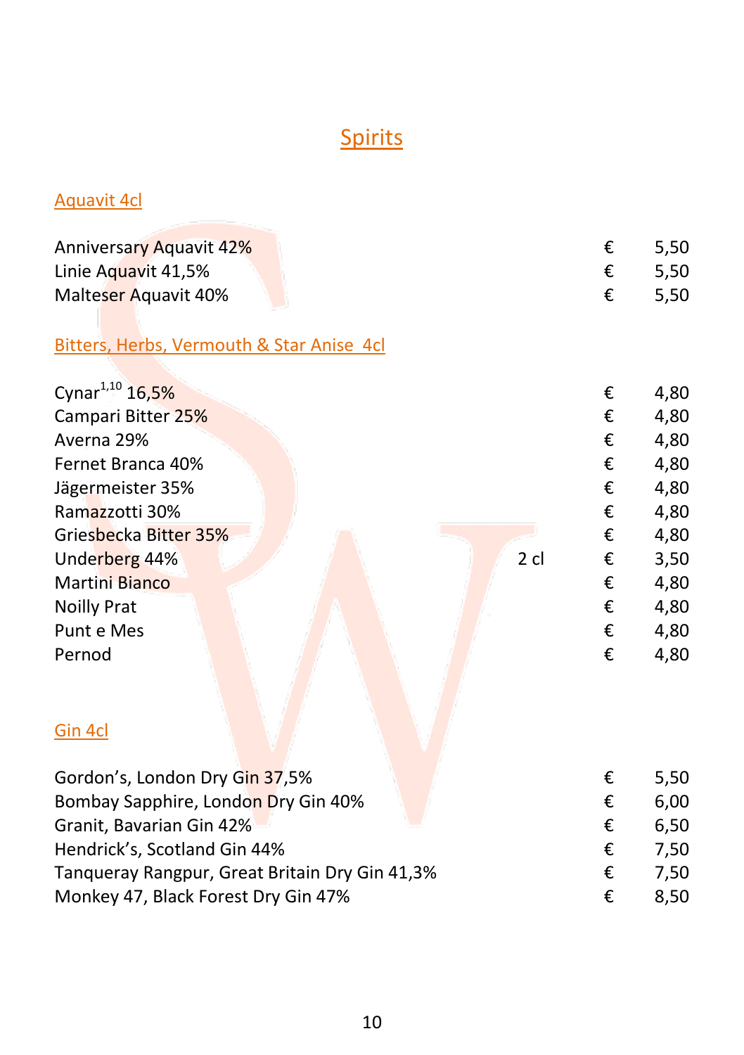# Spirits

## Aquavit 4cl

| | | | |
|---|---|---|---|
| Anniversary Aquavit 42% | | € | 5,50 |
| Linie Aquavit 41,5% | | € | 5,50 |
| Malteser Aquavit 40% | | € | 5,50 |

## Bitters, Herbs, Vermouth & Star Anise 4cl

| | | | |
|---|---|---|---|
| Cynar[1,10] 16,5% | | € | 4,80 |
| Campari Bitter 25% | | € | 4,80 |
| Averna 29% | | € | 4,80 |
| Fernet Branca 40% | | € | 4,80 |
| Jägermeister 35% | | € | 4,80 |
| Ramazzotti 30% | | € | 4,80 |
| Griesbecka Bitter 35% | | € | 4,80 |
| Underberg 44% | 2 cl | € | 3,50 |
| Martini Bianco | | € | 4,80 |
| Noilly Prat | | € | 4,80 |
| Punt e Mes | | € | 4,80 |
| Pernod | | € | 4,80 |

## Gin 4cl

| | | |
|---|---|---|
| Gordon's, London Dry Gin 37,5% | € | 5,50 |
| Bombay Sapphire, London Dry Gin 40% | € | 6,00 |
| Granit, Bavarian Gin 42% | € | 6,50 |
| Hendrick's, Scotland Gin 44% | € | 7,50 |
| Tanqueray Rangpur, Great Britain Dry Gin 41,3% | € | 7,50 |
| Monkey 47, Black Forest Dry Gin 47% | € | 8,50 |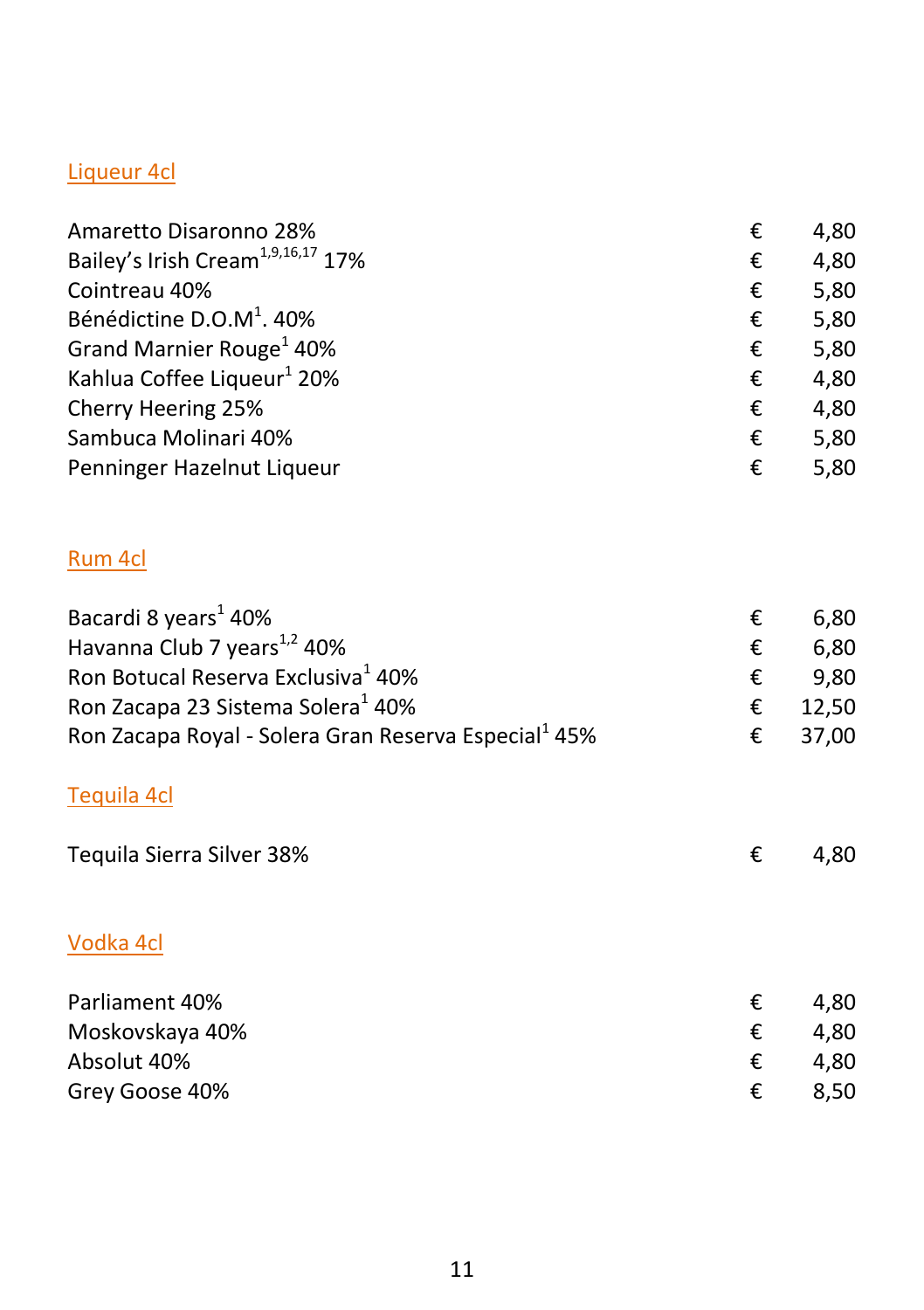## Liqueur 4cl

| | | |
|---|---|---|
| Amaretto Disaronno 28% | € | 4,80 |
| Bailey's Irish Cream[1,9,16,17] 17% | € | 4,80 |
| Cointreau 40% | € | 5,80 |
| Bénédictine D.O.M[1]. 40% | € | 5,80 |
| Grand Marnier Rouge[1] 40% | € | 5,80 |
| Kahlua Coffee Liqueur[1] 20% | € | 4,80 |
| Cherry Heering 25% | € | 4,80 |
| Sambuca Molinari 40% | € | 5,80 |
| Penninger Hazelnut Liqueur | € | 5,80 |

## Rum 4cl

| | | |
|---|---|---|
| Bacardi 8 years[1] 40% | € | 6,80 |
| Havanna Club 7 years[1,2] 40% | € | 6,80 |
| Ron Botucal Reserva Exclusiva[1] 40% | € | 9,80 |
| Ron Zacapa 23 Sistema Solera[1] 40% | € | 12,50 |
| Ron Zacapa Royal - Solera Gran Reserva Especial[1] 45% | € | 37,00 |

## Tequila 4cl

| | | |
|---|---|---|
| Tequila Sierra Silver 38% | € | 4,80 |

## Vodka 4cl

| | | |
|---|---|---|
| Parliament 40% | € | 4,80 |
| Moskovskaya 40% | € | 4,80 |
| Absolut 40% | € | 4,80 |
| Grey Goose 40% | € | 8,50 |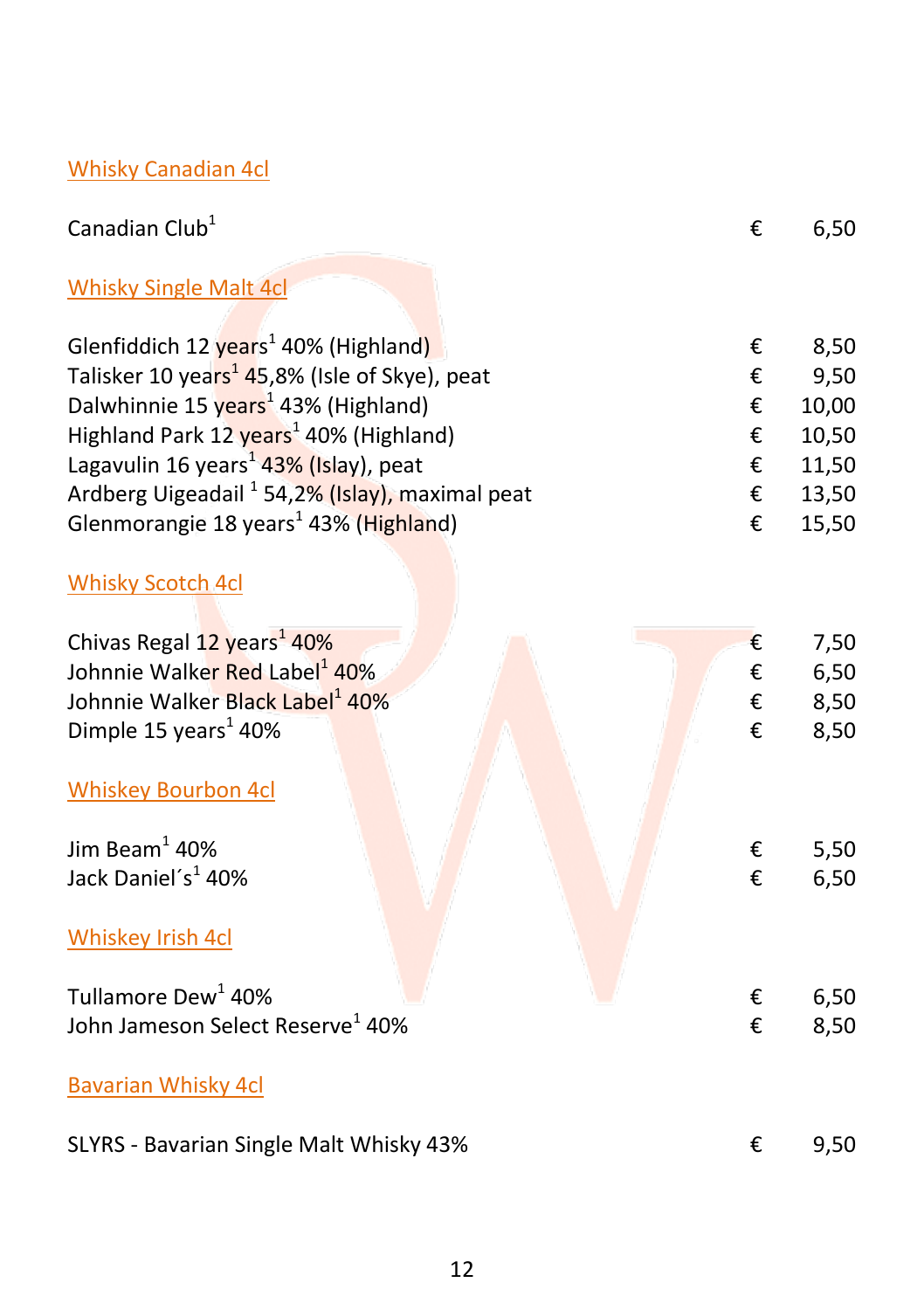## Whisky Canadian 4cl

| | | |
|---|---|---|
| Canadian Club[1] | € | 6,50 |

## Whisky Single Malt 4cl

| | | |
|---|---|---|
| Glenfiddich 12 years[1] 40% (Highland) | € | 8,50 |
| Talisker 10 years[1] 45,8% (Isle of Skye), peat | € | 9,50 |
| Dalwhinnie 15 years[1] 43% (Highland) | € | 10,00 |
| Highland Park 12 years[1] 40% (Highland) | € | 10,50 |
| Lagavulin 16 years[1] 43% (Islay), peat | € | 11,50 |
| Ardberg Uigeadail [1] 54,2% (Islay), maximal peat | € | 13,50 |
| Glenmorangie 18 years[1] 43% (Highland) | € | 15,50 |

## Whisky Scotch 4cl

| | | |
|---|---|---|
| Chivas Regal 12 years[1] 40% | € | 7,50 |
| Johnnie Walker Red Label[1] 40% | € | 6,50 |
| Johnnie Walker Black Label[1] 40% | € | 8,50 |
| Dimple 15 years[1] 40% | € | 8,50 |

## Whiskey Bourbon 4cl

| | | |
|---|---|---|
| Jim Beam[1] 40% | € | 5,50 |
| Jack Daniel´s[1] 40% | € | 6,50 |

## Whiskey Irish 4cl

| | | |
|---|---|---|
| Tullamore Dew[1] 40% | € | 6,50 |
| John Jameson Select Reserve[1] 40% | € | 8,50 |

## Bavarian Whisky 4cl

| | | |
|---|---|---|
| SLYRS - Bavarian Single Malt Whisky 43% | € | 9,50 |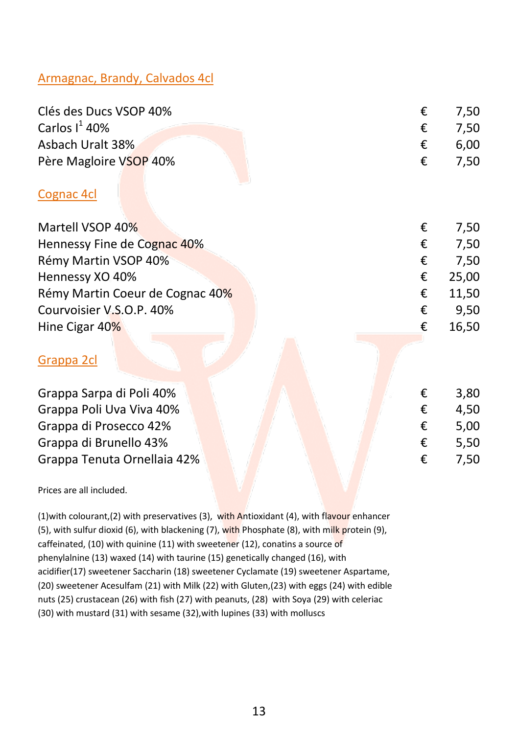## Armagnac, Brandy, Calvados 4cl

| | | |
|---|---|---|
| Clés des Ducs VSOP 40% | € | 7,50 |
| Carlos I[1] 40% | € | 7,50 |
| Asbach Uralt 38% | € | 6,00 |
| Père Magloire VSOP 40% | € | 7,50 |

## Cognac 4cl

| | | |
|---|---|---|
| Martell VSOP 40% | € | 7,50 |
| Hennessy Fine de Cognac 40% | € | 7,50 |
| Rémy Martin VSOP 40% | € | 7,50 |
| Hennessy XO 40% | € | 25,00 |
| Rémy Martin Coeur de Cognac 40% | € | 11,50 |
| Courvoisier V.S.O.P. 40% | € | 9,50 |
| Hine Cigar 40% | € | 16,50 |

## Grappa 2cl

| | | |
|---|---|---|
| Grappa Sarpa di Poli 40% | € | 3,80 |
| Grappa Poli Uva Viva 40% | € | 4,50 |
| Grappa di Prosecco 42% | € | 5,00 |
| Grappa di Brunello 43% | € | 5,50 |
| Grappa Tenuta Ornellaia 42% | € | 7,50 |

Prices are all included.

(1)with colourant,(2) with preservatives (3), with Antioxidant (4), with flavour enhancer (5), with sulfur dioxid (6), with blackening (7), with Phosphate (8), with milk protein (9), caffeinated, (10) with quinine (11) with sweetener (12), conatins a source of phenylalnine (13) waxed (14) with taurine (15) genetically changed (16), with acidifier(17) sweetener Saccharin (18) sweetener Cyclamate (19) sweetener Aspartame, (20) sweetener Acesulfam (21) with Milk (22) with Gluten,(23) with eggs (24) with edible nuts (25) crustacean (26) with fish (27) with peanuts, (28) with Soya (29) with celeriac (30) with mustard (31) with sesame (32),with lupines (33) with molluscs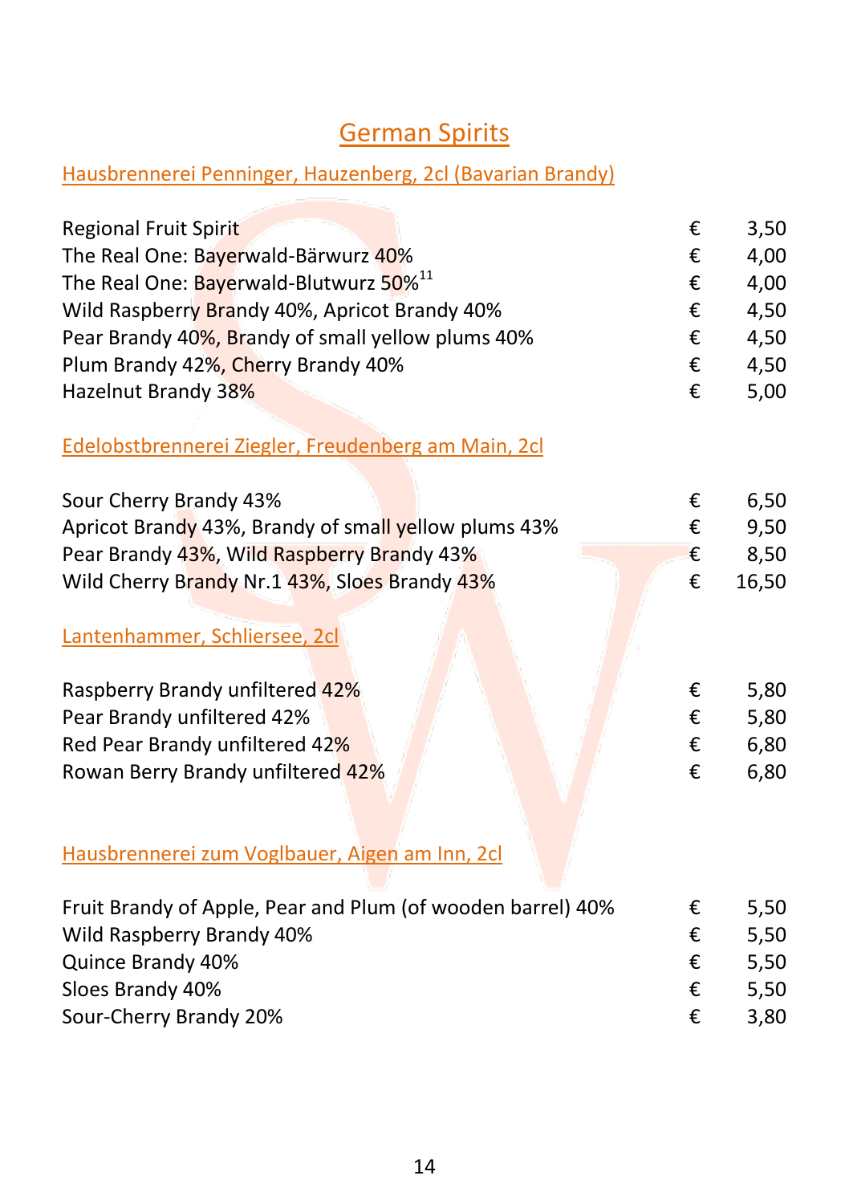# German Spirits

## Hausbrennerei Penninger, Hauzenberg, 2cl (Bavarian Brandy)

| | | |
|---|---|---|
| Regional Fruit Spirit | € | 3,50 |
| The Real One: Bayerwald-Bärwurz 40% | € | 4,00 |
| The Real One: Bayerwald-Blutwurz 50%[11] | € | 4,00 |
| Wild Raspberry Brandy 40%, Apricot Brandy 40% | € | 4,50 |
| Pear Brandy 40%, Brandy of small yellow plums 40% | € | 4,50 |
| Plum Brandy 42%, Cherry Brandy 40% | € | 4,50 |
| Hazelnut Brandy 38% | € | 5,00 |

## Edelobstbrennerei Ziegler, Freudenberg am Main, 2cl

| | | |
|---|---|---|
| Sour Cherry Brandy 43% | € | 6,50 |
| Apricot Brandy 43%, Brandy of small yellow plums 43% | € | 9,50 |
| Pear Brandy 43%, Wild Raspberry Brandy 43% | € | 8,50 |
| Wild Cherry Brandy Nr.1 43%, Sloes Brandy 43% | € | 16,50 |

## Lantenhammer, Schliersee, 2cl

| | | |
|---|---|---|
| Raspberry Brandy unfiltered 42% | € | 5,80 |
| Pear Brandy unfiltered 42% | € | 5,80 |
| Red Pear Brandy unfiltered 42% | € | 6,80 |
| Rowan Berry Brandy unfiltered 42% | € | 6,80 |

## Hausbrennerei zum Voglbauer, Aigen am Inn, 2cl

| | | |
|---|---|---|
| Fruit Brandy of Apple, Pear and Plum (of wooden barrel) 40% | € | 5,50 |
| Wild Raspberry Brandy 40% | € | 5,50 |
| Quince Brandy 40% | € | 5,50 |
| Sloes Brandy 40% | € | 5,50 |
| Sour-Cherry Brandy 20% | € | 3,80 |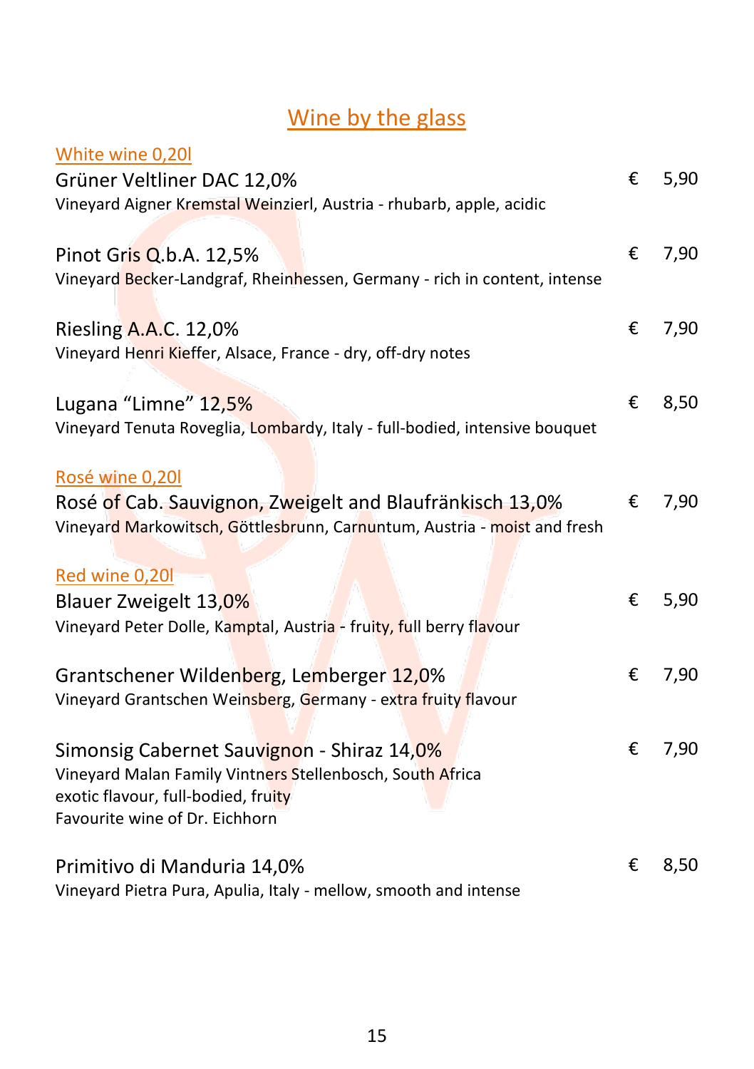# Wine by the glass

## White wine 0,20l

| | | |
|---|---|---|
| Grüner Veltliner DAC 12,0%<br>Vineyard Aigner Kremstal Weinzierl, Austria - rhubarb, apple, acidic | € | 5,90 |
| Pinot Gris Q.b.A. 12,5%<br>Vineyard Becker-Landgraf, Rheinhessen, Germany - rich in content, intense | € | 7,90 |
| Riesling A.A.C. 12,0%<br>Vineyard Henri Kieffer, Alsace, France - dry, off-dry notes | € | 7,90 |
| Lugana “Limne” 12,5%<br>Vineyard Tenuta Roveglia, Lombardy, Italy - full-bodied, intensive bouquet | € | 8,50 |

## Rosé wine 0,20l

| | | |
|---|---|---|
| Rosé of Cab. Sauvignon, Zweigelt and Blaufränkisch 13,0%<br>Vineyard Markowitsch, Göttlesbrunn, Carnuntum, Austria - moist and fresh | € | 7,90 |

## Red wine 0,20l

| | | |
|---|---|---|
| Blauer Zweigelt 13,0%<br>Vineyard Peter Dolle, Kamptal, Austria - fruity, full berry flavour | € | 5,90 |
| Grantschener Wildenberg, Lemberger 12,0%<br>Vineyard Grantschen Weinsberg, Germany - extra fruity flavour | € | 7,90 |
| Simonsig Cabernet Sauvignon - Shiraz 14,0%<br>Vineyard Malan Family Vintners Stellenbosch, South Africa<br>exotic flavour, full-bodied, fruity<br>Favourite wine of Dr. Eichhorn | € | 7,90 |
| Primitivo di Manduria 14,0%<br>Vineyard Pietra Pura, Apulia, Italy - mellow, smooth and intense | € | 8,50 |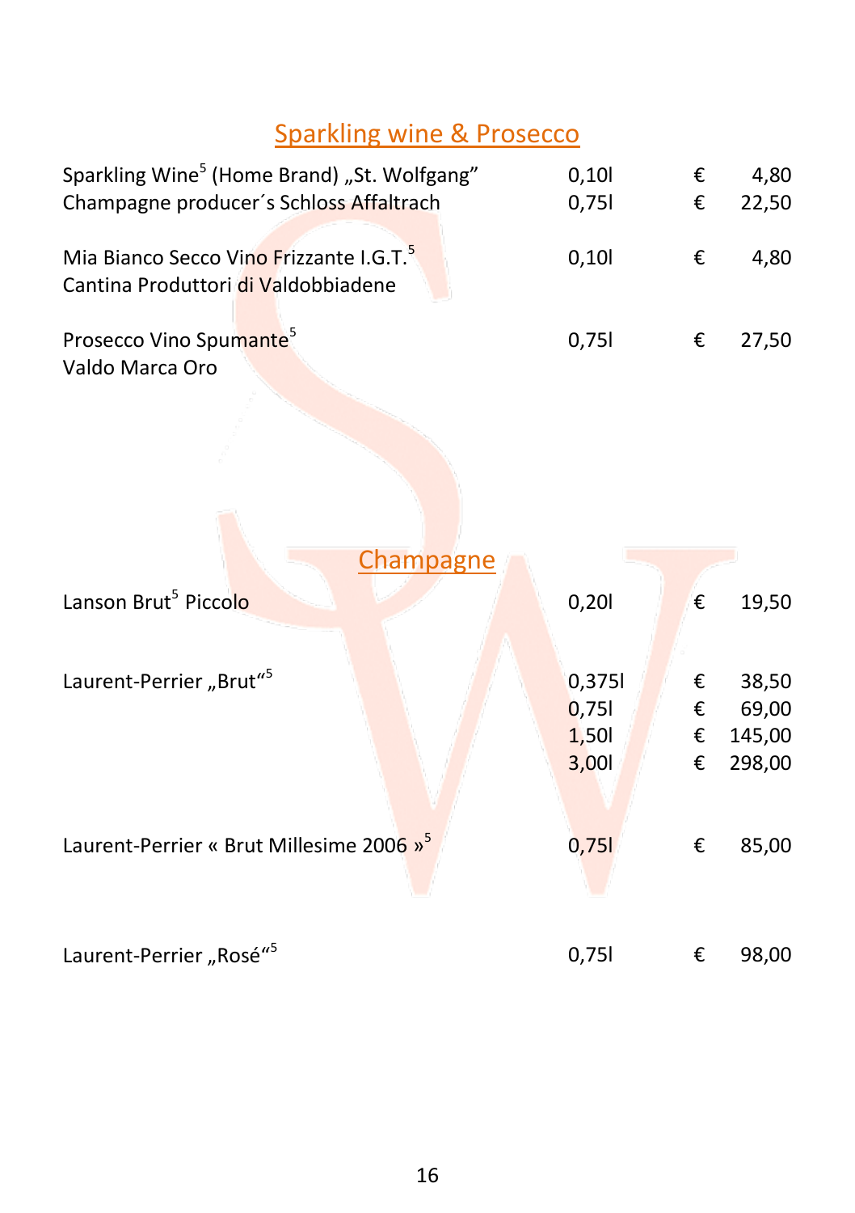## Sparkling wine & Prosecco

| | | | |
|---|---|---|---|
| Sparkling Wine[5] (Home Brand) „St. Wolfgang" | 0,10l | € | 4,80 |
| Champagne producer´s Schloss Affaltrach | 0,75l | € | 22,50 |
| Mia Bianco Secco Vino Frizzante I.G.T.[5] | 0,10l | € | 4,80 |
| Cantina Produttori di Valdobbiadene | | | |
| Prosecco Vino Spumante[5] | 0,75l | € | 27,50 |
| Valdo Marca Oro | | | |

## Champagne

| | | | |
|---|---|---|---|
| Lanson Brut[5] Piccolo | 0,20l | € | 19,50 |
| Laurent-Perrier „Brut"[5] | 0,375l | € | 38,50 |
| | 0,75l | € | 69,00 |
| | 1,50l | € | 145,00 |
| | 3,00l | € | 298,00 |
| Laurent-Perrier « Brut Millesime 2006 »[5] | 0,75l | € | 85,00 |
| Laurent-Perrier „Rosé"[5] | 0,75l | € | 98,00 |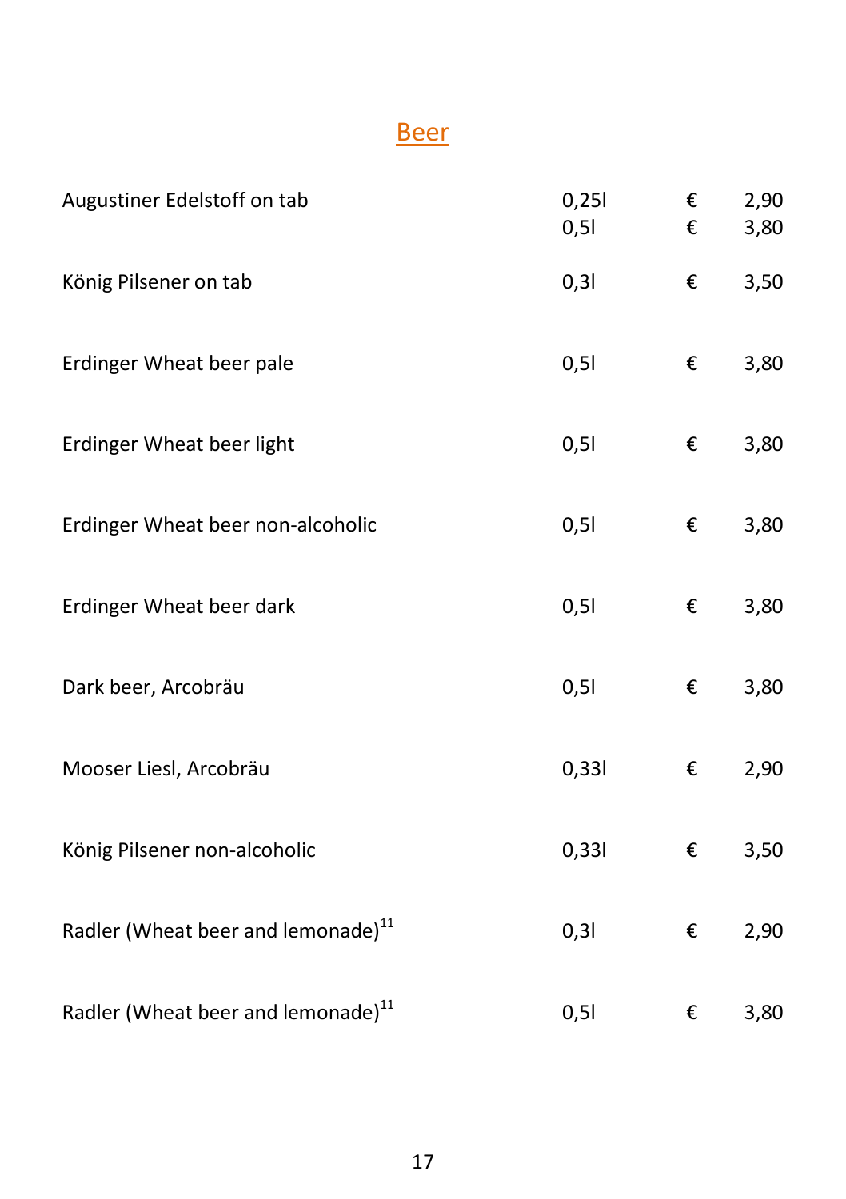# Beer

| | | | |
|---|---|---|---|
| Augustiner Edelstoff on tab | 0,25l | € | 2,90 |
| | 0,5l | € | 3,80 |
| König Pilsener on tab | 0,3l | € | 3,50 |
| Erdinger Wheat beer pale | 0,5l | € | 3,80 |
| Erdinger Wheat beer light | 0,5l | € | 3,80 |
| Erdinger Wheat beer non-alcoholic | 0,5l | € | 3,80 |
| Erdinger Wheat beer dark | 0,5l | € | 3,80 |
| Dark beer, Arcobräu | 0,5l | € | 3,80 |
| Mooser Liesl, Arcobräu | 0,33l | € | 2,90 |
| König Pilsener non-alcoholic | 0,33l | € | 3,50 |
| Radler (Wheat beer and lemonade)[11] | 0,3l | € | 2,90 |
| Radler (Wheat beer and lemonade)[11] | 0,5l | € | 3,80 |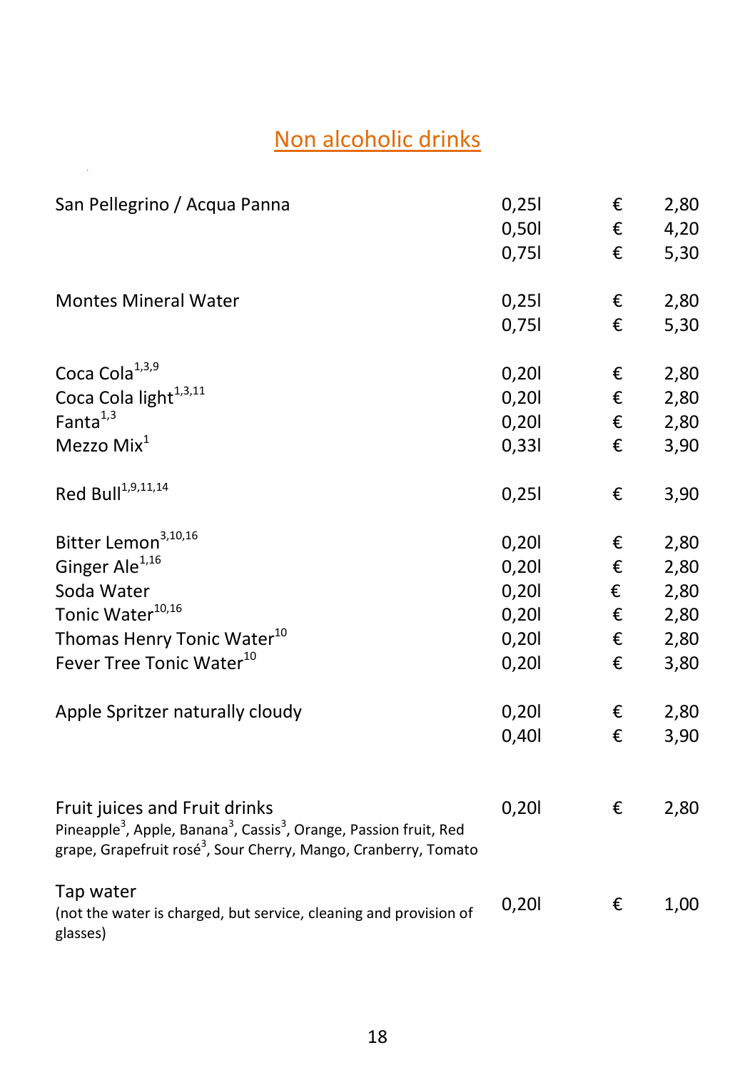# Non alcoholic drinks

| | | | |
|---|---|---|---|
| San Pellegrino / Acqua Panna | 0,25l | € | 2,80 |
| | 0,50l | € | 4,20 |
| | 0,75l | € | 5,30 |
| Montes Mineral Water | 0,25l | € | 2,80 |
| | 0,75l | € | 5,30 |
| Coca Cola[1,3,9] | 0,20l | € | 2,80 |
| Coca Cola light[1,3,11] | 0,20l | € | 2,80 |
| Fanta[1,3] | 0,20l | € | 2,80 |
| Mezzo Mix[1] | 0,33l | € | 3,90 |
| Red Bull[1,9,11,14] | 0,25l | € | 3,90 |
| Bitter Lemon[3,10,16] | 0,20l | € | 2,80 |
| Ginger Ale[1,16] | 0,20l | € | 2,80 |
| Soda Water | 0,20l | € | 2,80 |
| Tonic Water[10,16] | 0,20l | € | 2,80 |
| Thomas Henry Tonic Water[10] | 0,20l | € | 2,80 |
| Fever Tree Tonic Water[10] | 0,20l | € | 3,80 |
| Apple Spritzer naturally cloudy | 0,20l | € | 2,80 |
| | 0,40l | € | 3,90 |
| Fruit juices and Fruit drinks<br>Pineapple[3], Apple, Banana[3], Cassis[3], Orange, Passion fruit, Red grape, Grapefruit rosé[3], Sour Cherry, Mango, Cranberry, Tomato | 0,20l | € | 2,80 |
| Tap water<br>(not the water is charged, but service, cleaning and provision of glasses) | 0,20l | € | 1,00 |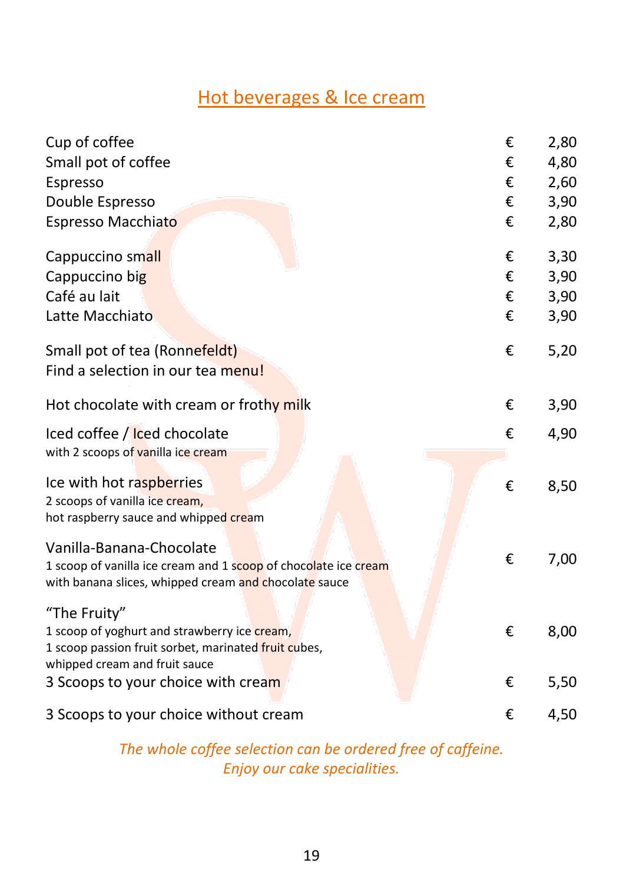## Hot beverages & Ice cream

| | | |
|---|---|---|
| Cup of coffee | € | 2,80 |
| Small pot of coffee | € | 4,80 |
| Espresso | € | 2,60 |
| Double Espresso | € | 3,90 |
| Espresso Macchiato | € | 2,80 |
| Cappuccino small | € | 3,30 |
| Cappuccino big | € | 3,90 |
| Café au lait | € | 3,90 |
| Latte Macchiato | € | 3,90 |
| Small pot of tea (Ronnefeldt)<br>Find a selection in our tea menu! | € | 5,20 |
| Hot chocolate with cream or frothy milk | € | 3,90 |
| Iced coffee / Iced chocolate<br>with 2 scoops of vanilla ice cream | € | 4,90 |
| Ice with hot raspberries<br>2 scoops of vanilla ice cream,<br>hot raspberry sauce and whipped cream | € | 8,50 |
| Vanilla-Banana-Chocolate<br>1 scoop of vanilla ice cream and 1 scoop of chocolate ice cream<br>with banana slices, whipped cream and chocolate sauce | € | 7,00 |
| "The Fruity"<br>1 scoop of yoghurt and strawberry ice cream,<br>1 scoop passion fruit sorbet, marinated fruit cubes,<br>whipped cream and fruit sauce | € | 8,00 |
| 3 Scoops to your choice with cream | € | 5,50 |
| 3 Scoops to your choice without cream | € | 4,50 |

*The whole coffee selection can be ordered free of caffeine.*
*Enjoy our cake specialities.*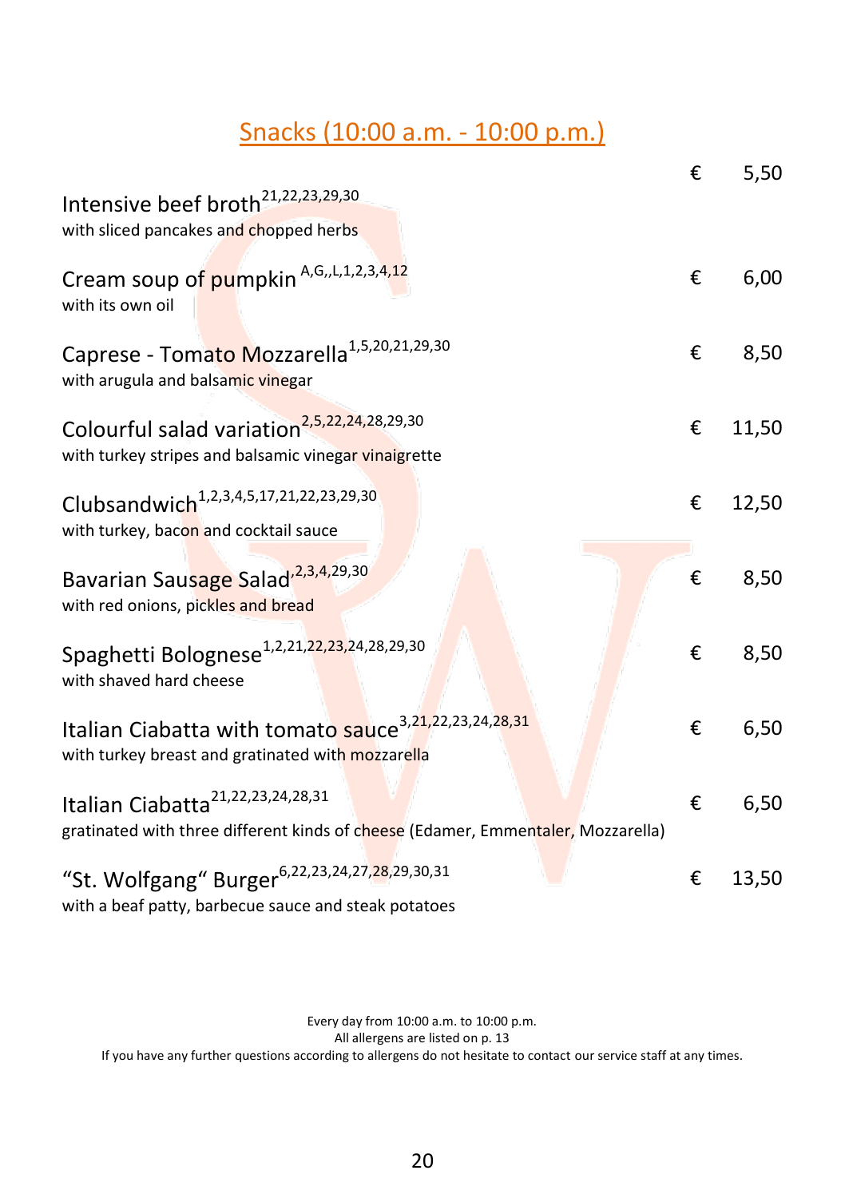## Snacks (10:00 a.m. - 10:00 p.m.)

| | | |
|---|---|---|
| Intensive beef broth[21,22,23,29,30]<br>with sliced pancakes and chopped herbs | € | 5,50 |
| Cream soup of pumpkin [A,G,,L,1,2,3,4,12]<br>with its own oil | € | 6,00 |
| Caprese - Tomato Mozzarella[1,5,20,21,29,30]<br>with arugula and balsamic vinegar | € | 8,50 |
| Colourful salad variation[2,5,22,24,28,29,30]<br>with turkey stripes and balsamic vinegar vinaigrette | € | 11,50 |
| Clubsandwich[1,2,3,4,5,17,21,22,23,29,30]<br>with turkey, bacon and cocktail sauce | € | 12,50 |
| Bavarian Sausage Salad[,2,3,4,29,30]<br>with red onions, pickles and bread | € | 8,50 |
| Spaghetti Bolognese[1,2,21,22,23,24,28,29,30]<br>with shaved hard cheese | € | 8,50 |
| Italian Ciabatta with tomato sauce[3,21,22,23,24,28,31]<br>with turkey breast and gratinated with mozzarella | € | 6,50 |
| Italian Ciabatta[21,22,23,24,28,31]<br>gratinated with three different kinds of cheese (Edamer, Emmentaler, Mozzarella) | € | 6,50 |
| "St. Wolfgang" Burger[6,22,23,24,27,28,29,30,31]<br>with a beaf patty, barbecue sauce and steak potatoes | € | 13,50 |

Every day from 10:00 a.m. to 10:00 p.m.  
All allergens are listed on p. 13  
If you have any further questions according to allergens do not hesitate to contact our service staff at any times.